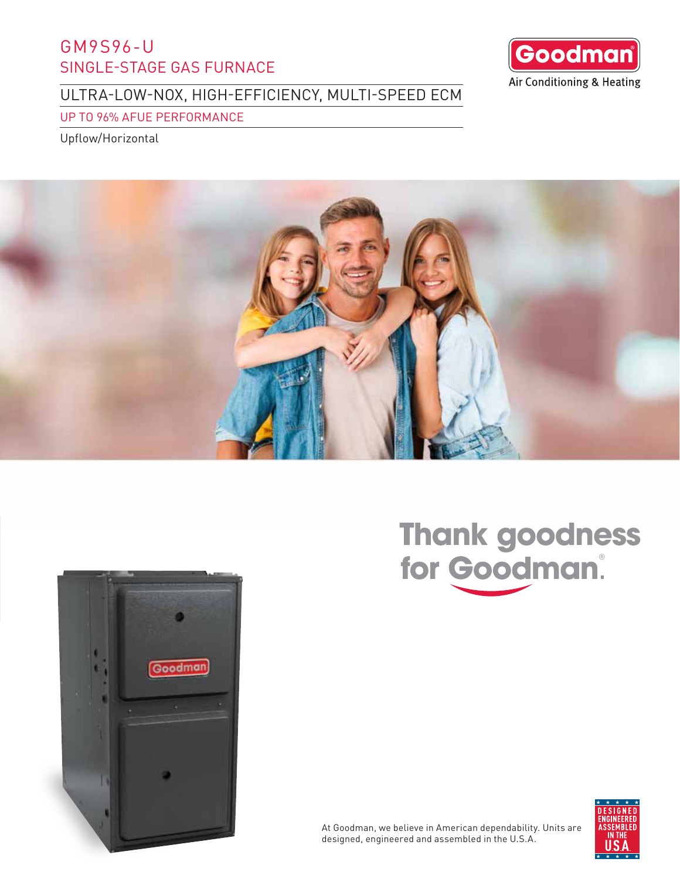# GM9S96-U
## SINGLE-STAGE GAS FURNACE

### ULTRA-LOW-NOX, HIGH-EFFICIENCY, MULTI-SPEED ECM

UP TO 96% AFUE PERFORMANCE

Upflow/Horizontal

Goodman®
Air Conditioning & Heating

**Thank goodness for Goodman.®**

At Goodman, we believe in American dependability. Units are designed, engineered and assembled in the U.S.A.

DESIGNED ENGINEERED ASSEMBLED IN THE U.S.A.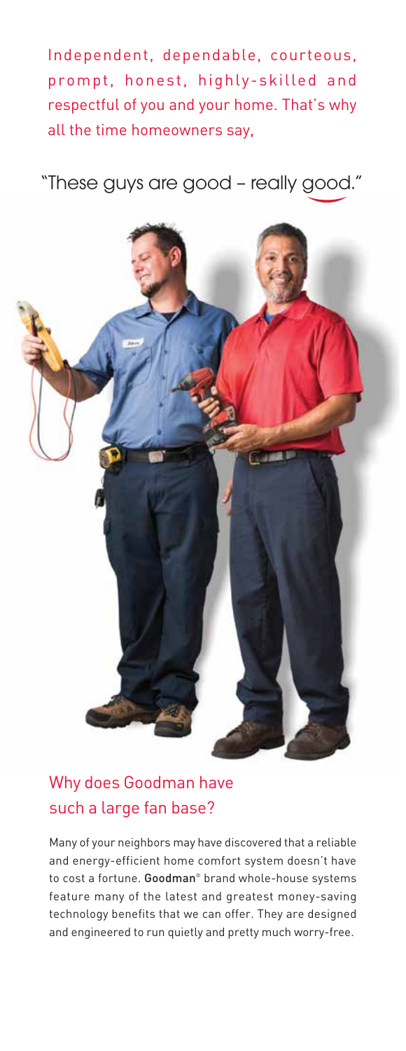Independent, dependable, courteous, prompt, honest, highly-skilled and respectful of you and your home. That's why all the time homeowners say,

"These guys are good – really good."

## Why does Goodman have such a large fan base?

Many of your neighbors may have discovered that a reliable and energy-efficient home comfort system doesn't have to cost a fortune. **Goodman**® brand whole-house systems feature many of the latest and greatest money-saving technology benefits that we can offer. They are designed and engineered to run quietly and pretty much worry-free.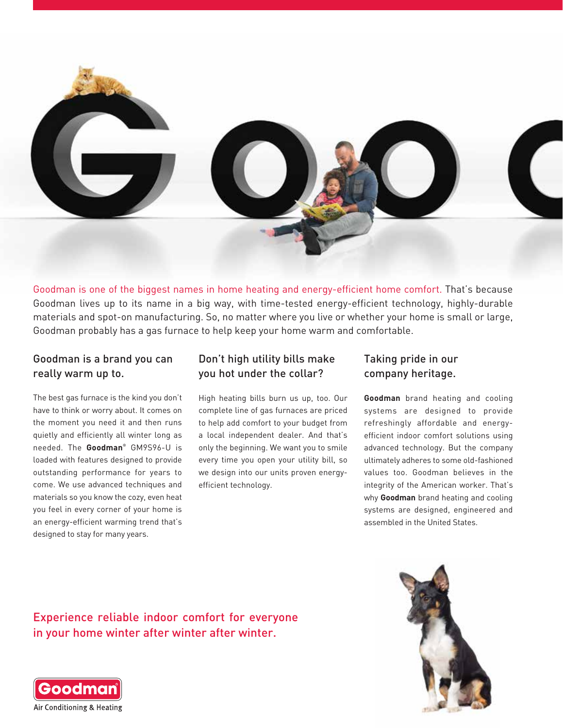Goodman is one of the biggest names in home heating and energy-efficient home comfort. That's because Goodman lives up to its name in a big way, with time-tested energy-efficient technology, highly-durable materials and spot-on manufacturing. So, no matter where you live or whether your home is small or large, Goodman probably has a gas furnace to help keep your home warm and comfortable.

## Goodman is a brand you can really warm up to.

The best gas furnace is the kind you don't have to think or worry about. It comes on the moment you need it and then runs quietly and efficiently all winter long as needed. The **Goodman**® GM9S96-U is loaded with features designed to provide outstanding performance for years to come. We use advanced techniques and materials so you know the cozy, even heat you feel in every corner of your home is an energy-efficient warming trend that's designed to stay for many years.

## Don't high utility bills make you hot under the collar?

High heating bills burn us up, too. Our complete line of gas furnaces are priced to help add comfort to your budget from a local independent dealer. And that's only the beginning. We want you to smile every time you open your utility bill, so we design into our units proven energy-efficient technology.

## Taking pride in our company heritage.

**Goodman** brand heating and cooling systems are designed to provide refreshingly affordable and energy-efficient indoor comfort solutions using advanced technology. But the company ultimately adheres to some old-fashioned values too. Goodman believes in the integrity of the American worker. That's why **Goodman** brand heating and cooling systems are designed, engineered and assembled in the United States.

Experience reliable indoor comfort for everyone in your home winter after winter after winter.

Goodman®
Air Conditioning & Heating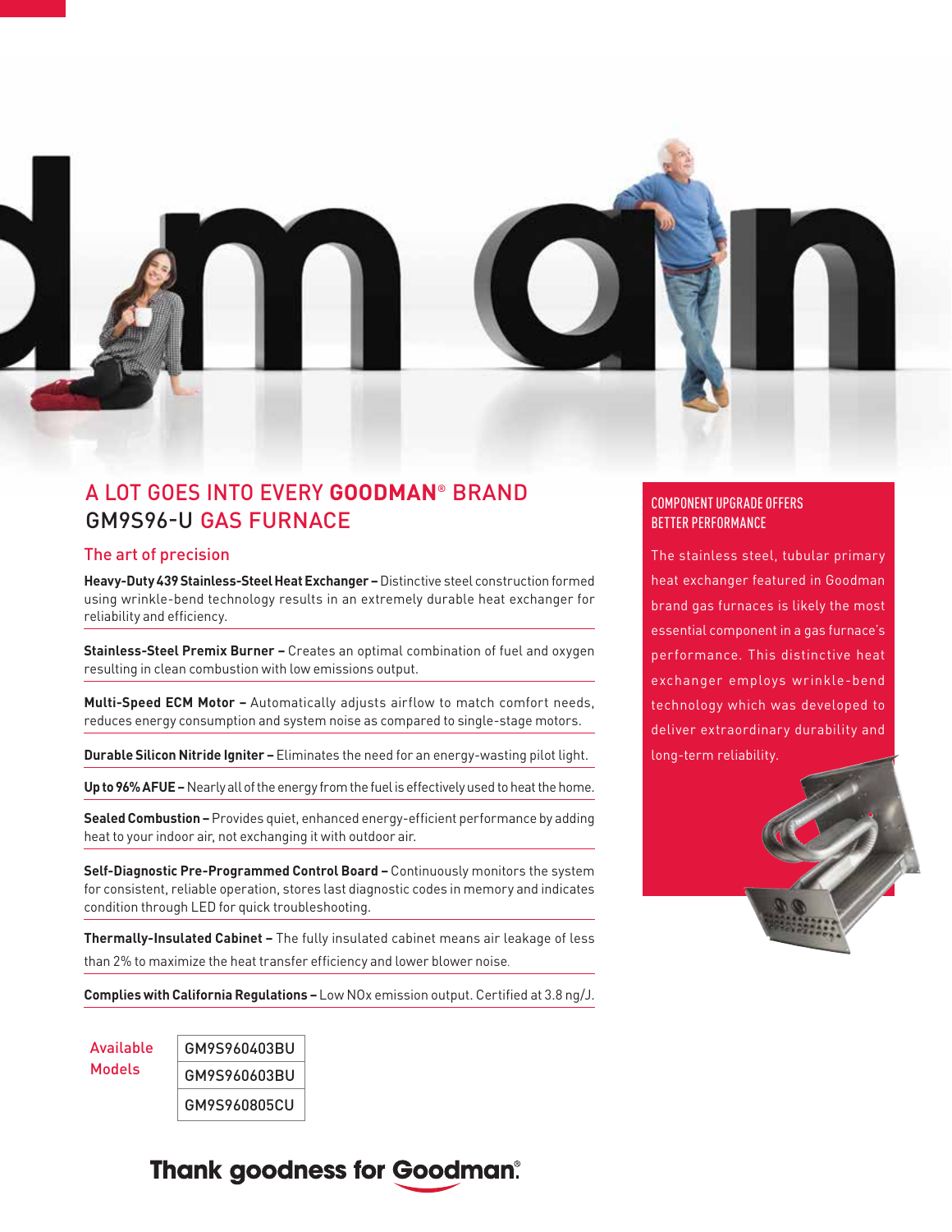# A LOT GOES INTO EVERY **GOODMAN**® BRAND GM9S96-U GAS FURNACE

## The art of precision

**Heavy-Duty 439 Stainless-Steel Heat Exchanger –** Distinctive steel construction formed using wrinkle-bend technology results in an extremely durable heat exchanger for reliability and efficiency.

**Stainless-Steel Premix Burner –** Creates an optimal combination of fuel and oxygen resulting in clean combustion with low emissions output.

**Multi-Speed ECM Motor –** Automatically adjusts airflow to match comfort needs, reduces energy consumption and system noise as compared to single-stage motors.

**Durable Silicon Nitride Igniter –** Eliminates the need for an energy-wasting pilot light.

**Up to 96% AFUE –** Nearly all of the energy from the fuel is effectively used to heat the home.

**Sealed Combustion –** Provides quiet, enhanced energy-efficient performance by adding heat to your indoor air, not exchanging it with outdoor air.

**Self-Diagnostic Pre-Programmed Control Board –** Continuously monitors the system for consistent, reliable operation, stores last diagnostic codes in memory and indicates condition through LED for quick troubleshooting.

**Thermally-Insulated Cabinet –** The fully insulated cabinet means air leakage of less than 2% to maximize the heat transfer efficiency and lower blower noise.

**Complies with California Regulations –** Low NOx emission output. Certified at 3.8 ng/J.

| Available Models |
| --- |
| GM9S960403BU |
| GM9S960603BU |
| GM9S960805CU |

### COMPONENT UPGRADE OFFERS BETTER PERFORMANCE

The stainless steel, tubular primary heat exchanger featured in Goodman brand gas furnaces is likely the most essential component in a gas furnace's performance. This distinctive heat exchanger employs wrinkle-bend technology which was developed to deliver extraordinary durability and long-term reliability.

Thank goodness for Goodman®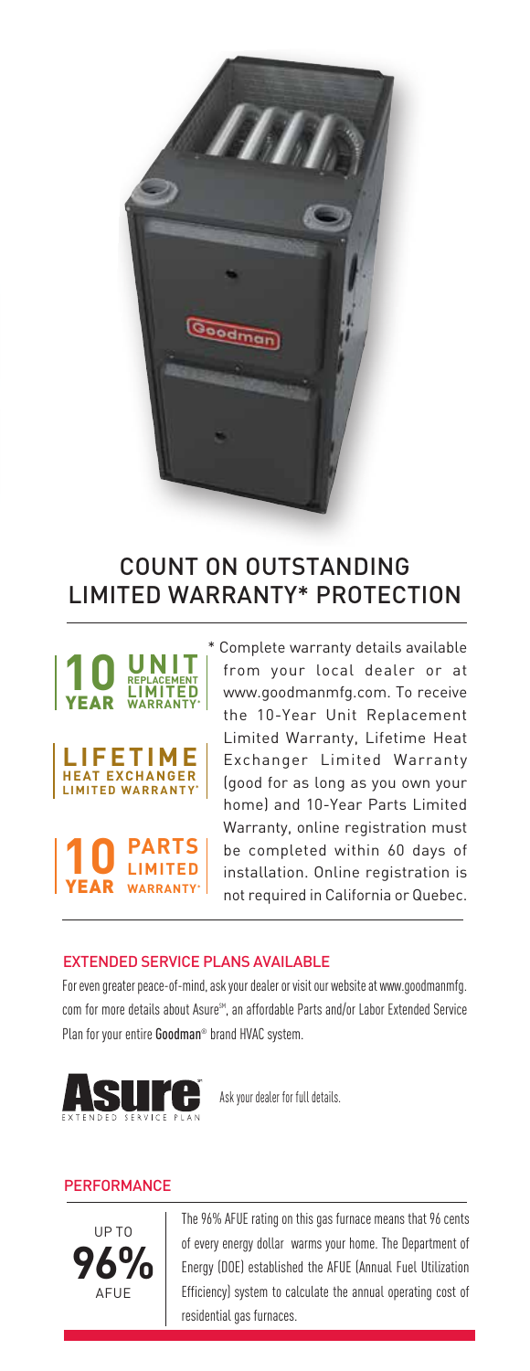## COUNT ON OUTSTANDING LIMITED WARRANTY* PROTECTION

**10 YEAR UNIT REPLACEMENT LIMITED WARRANTY***

**LIFETIME HEAT EXCHANGER LIMITED WARRANTY***

**10 YEAR PARTS LIMITED WARRANTY***

* Complete warranty details available from your local dealer or at www.goodmanmfg.com. To receive the 10-Year Unit Replacement Limited Warranty, Lifetime Heat Exchanger Limited Warranty (good for as long as you own your home) and 10-Year Parts Limited Warranty, online registration must be completed within 60 days of installation. Online registration is not required in California or Quebec.

### EXTENDED SERVICE PLANS AVAILABLE

For even greater peace-of-mind, ask your dealer or visit our website at www.goodmanmfg.com for more details about Asure℠, an affordable Parts and/or Labor Extended Service Plan for your entire Goodman® brand HVAC system.

**Asure** EXTENDED SERVICE PLAN

Ask your dealer for full details.

### PERFORMANCE

**UP TO 96% AFUE**

The 96% AFUE rating on this gas furnace means that 96 cents of every energy dollar warms your home. The Department of Energy (DOE) established the AFUE (Annual Fuel Utilization Efficiency) system to calculate the annual operating cost of residential gas furnaces.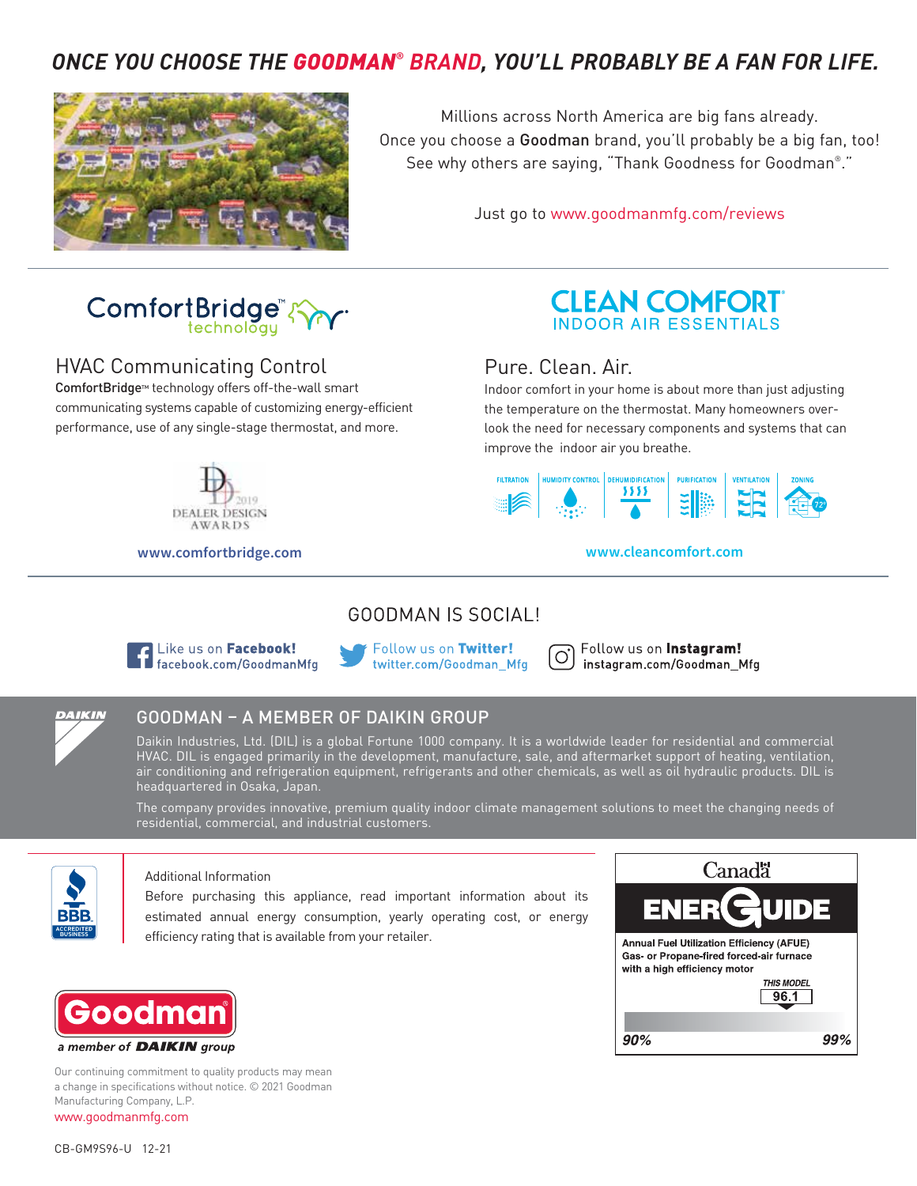# ONCE YOU CHOOSE THE GOODMAN® BRAND, YOU'LL PROBABLY BE A FAN FOR LIFE.

Millions across North America are big fans already.
Once you choose a Goodman brand, you'll probably be a big fan, too!
See why others are saying, "Thank Goodness for Goodman®."

Just go to www.goodmanmfg.com/reviews

ComfortBridge™ technology

## HVAC Communicating Control

ComfortBridge™ technology offers off-the-wall smart communicating systems capable of customizing energy-efficient performance, use of any single-stage thermostat, and more.

2019 DEALER DESIGN AWARDS

www.comfortbridge.com

CLEAN COMFORT® INDOOR AIR ESSENTIALS

## Pure. Clean. Air.

Indoor comfort in your home is about more than just adjusting the temperature on the thermostat. Many homeowners overlook the need for necessary components and systems that can improve the indoor air you breathe.

FILTRATION | HUMIDITY CONTROL | DEHUMIDIFICATION | PURIFICATION | VENTILATION | ZONING

www.cleancomfort.com

## GOODMAN IS SOCIAL!

Like us on **Facebook!** facebook.com/GoodmanMfg

Follow us on **Twitter!** twitter.com/Goodman_Mfg

Follow us on **Instagram!** instagram.com/Goodman_Mfg

## GOODMAN – A MEMBER OF DAIKIN GROUP

Daikin Industries, Ltd. (DIL) is a global Fortune 1000 company. It is a worldwide leader for residential and commercial HVAC. DIL is engaged primarily in the development, manufacture, sale, and aftermarket support of heating, ventilation, air conditioning and refrigeration equipment, refrigerants and other chemicals, as well as oil hydraulic products. DIL is headquartered in Osaka, Japan.

The company provides innovative, premium quality indoor climate management solutions to meet the changing needs of residential, commercial, and industrial customers.

Additional Information

Before purchasing this appliance, read important information about its estimated annual energy consumption, yearly operating cost, or energy efficiency rating that is available from your retailer.

Canada ENERGUIDE

Annual Fuel Utilization Efficiency (AFUE)
Gas- or Propane-fired forced-air furnace with a high efficiency motor

THIS MODEL
96.1

90%
99%

Goodman a member of DAIKIN group

Our continuing commitment to quality products may mean a change in specifications without notice. © 2021 Goodman Manufacturing Company, L.P.
www.goodmanmfg.com

CB-GM9S96-U 12-21